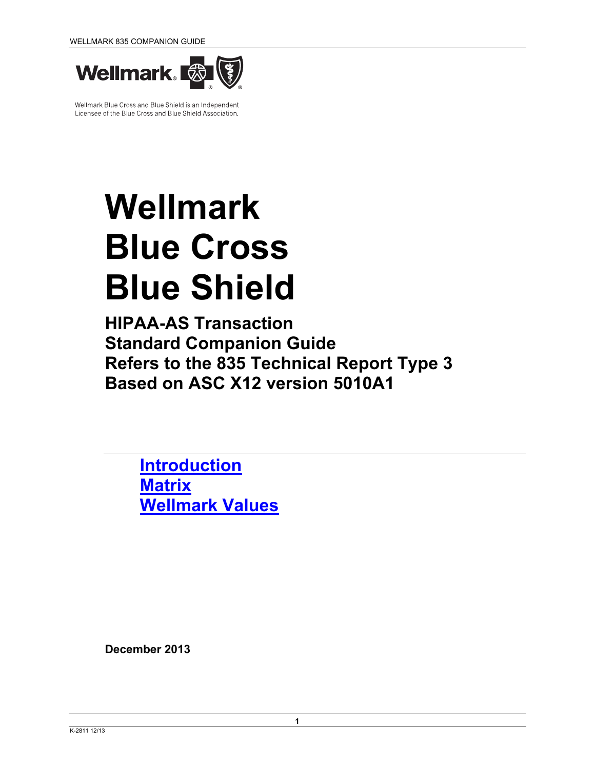Wellmark Blue Cross and Blue Shield is an Independent Licensee of the Blue Cross and Blue Shield Association.

# Wellmark Blue Cross Blue Shield

## HIPAA-AS Transaction Standard Companion Guide Refers to the 835 Technical Report Type 3 Based on ASC X12 version 5010A1

**Introduction**
**Matrix**
**Wellmark Values**

**December 2013**

K-2811 12/13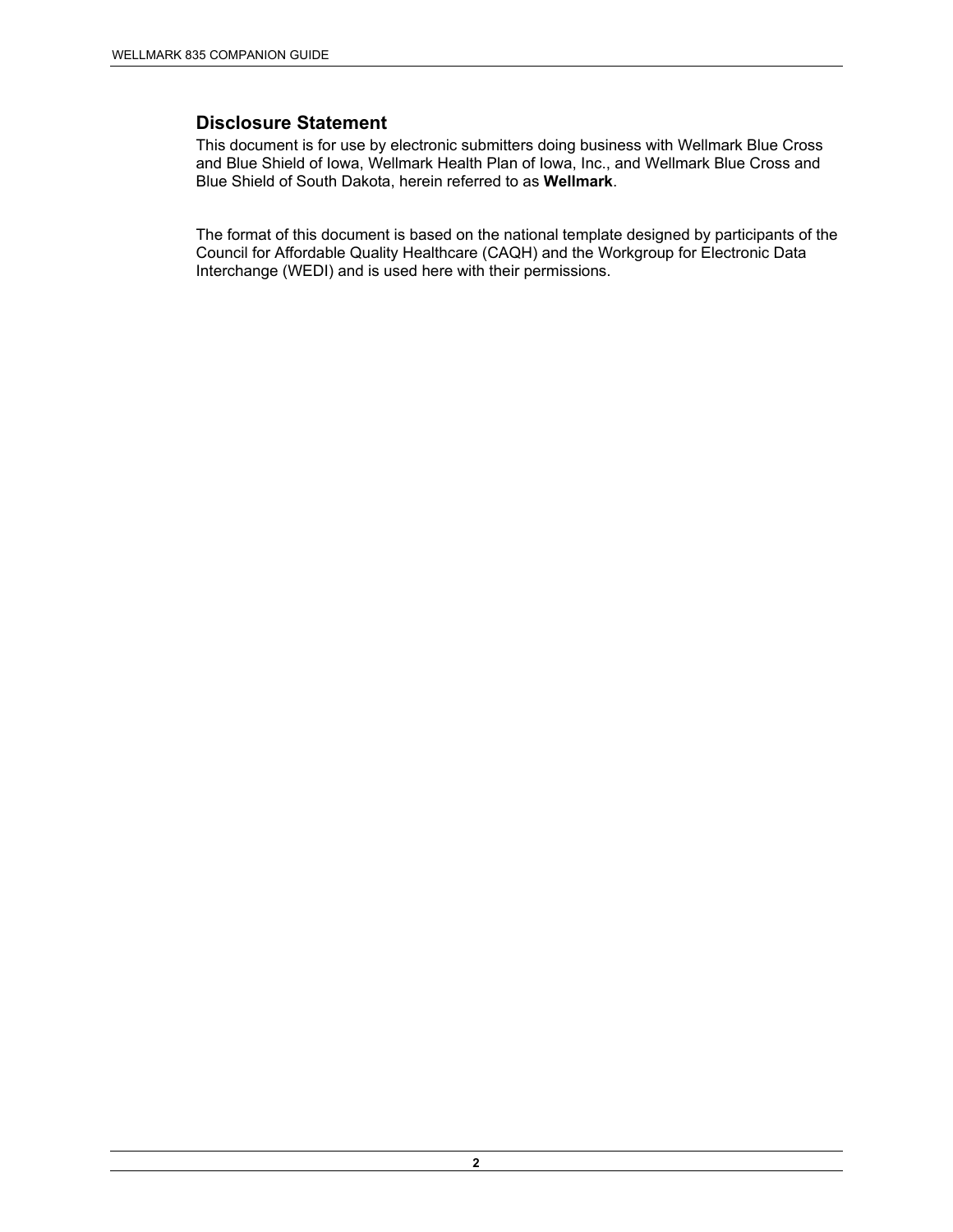## Disclosure Statement

This document is for use by electronic submitters doing business with Wellmark Blue Cross and Blue Shield of Iowa, Wellmark Health Plan of Iowa, Inc., and Wellmark Blue Cross and Blue Shield of South Dakota, herein referred to as **Wellmark**.

The format of this document is based on the national template designed by participants of the Council for Affordable Quality Healthcare (CAQH) and the Workgroup for Electronic Data Interchange (WEDI) and is used here with their permissions.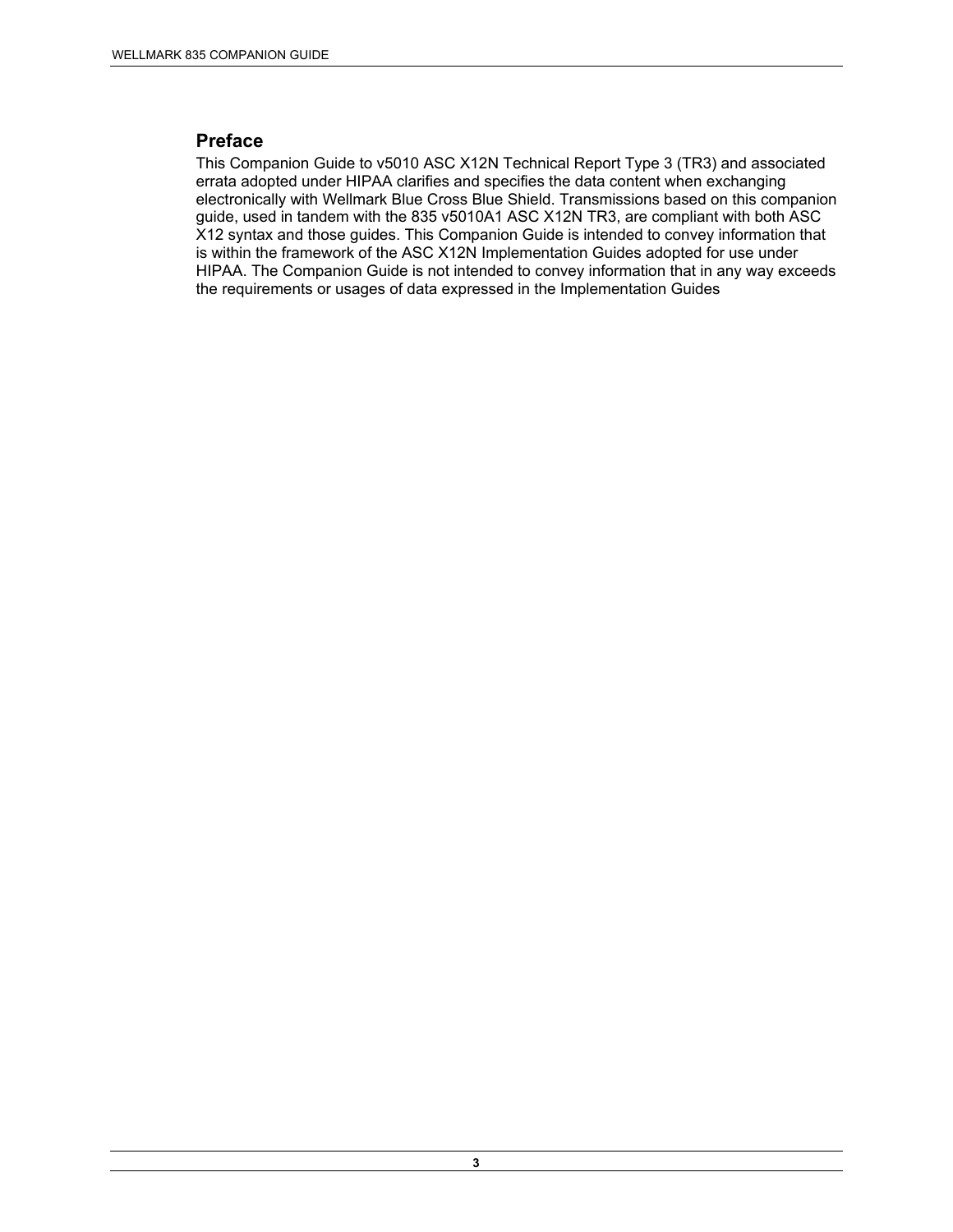## Preface

This Companion Guide to v5010 ASC X12N Technical Report Type 3 (TR3) and associated errata adopted under HIPAA clarifies and specifies the data content when exchanging electronically with Wellmark Blue Cross Blue Shield. Transmissions based on this companion guide, used in tandem with the 835 v5010A1 ASC X12N TR3, are compliant with both ASC X12 syntax and those guides. This Companion Guide is intended to convey information that is within the framework of the ASC X12N Implementation Guides adopted for use under HIPAA. The Companion Guide is not intended to convey information that in any way exceeds the requirements or usages of data expressed in the Implementation Guides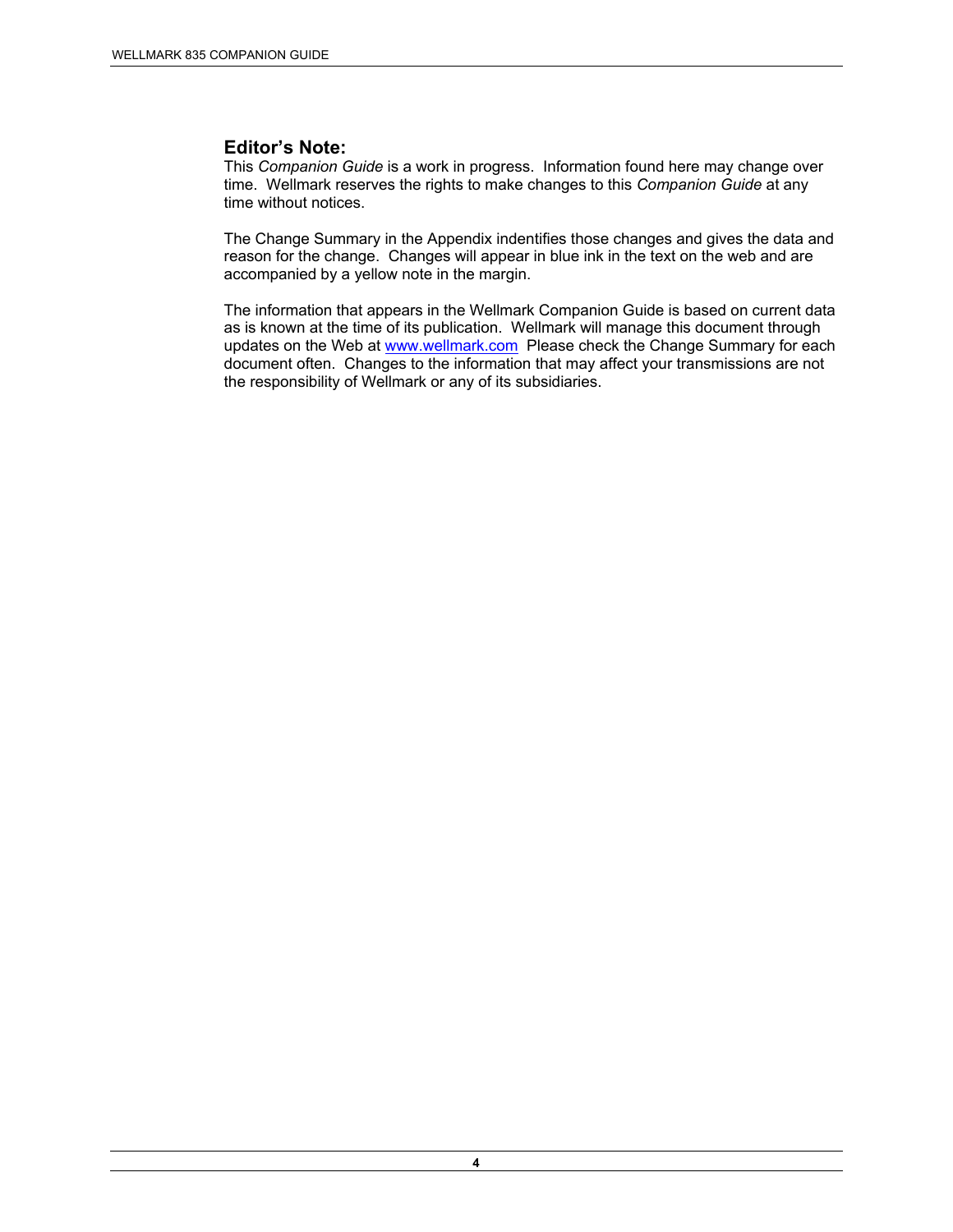## Editor's Note:

This *Companion Guide* is a work in progress. Information found here may change over time. Wellmark reserves the rights to make changes to this *Companion Guide* at any time without notices.

The Change Summary in the Appendix indentifies those changes and gives the data and reason for the change. Changes will appear in blue ink in the text on the web and are accompanied by a yellow note in the margin.

The information that appears in the Wellmark Companion Guide is based on current data as is known at the time of its publication. Wellmark will manage this document through updates on the Web at [www.wellmark.com](http://www.wellmark.com) Please check the Change Summary for each document often. Changes to the information that may affect your transmissions are not the responsibility of Wellmark or any of its subsidiaries.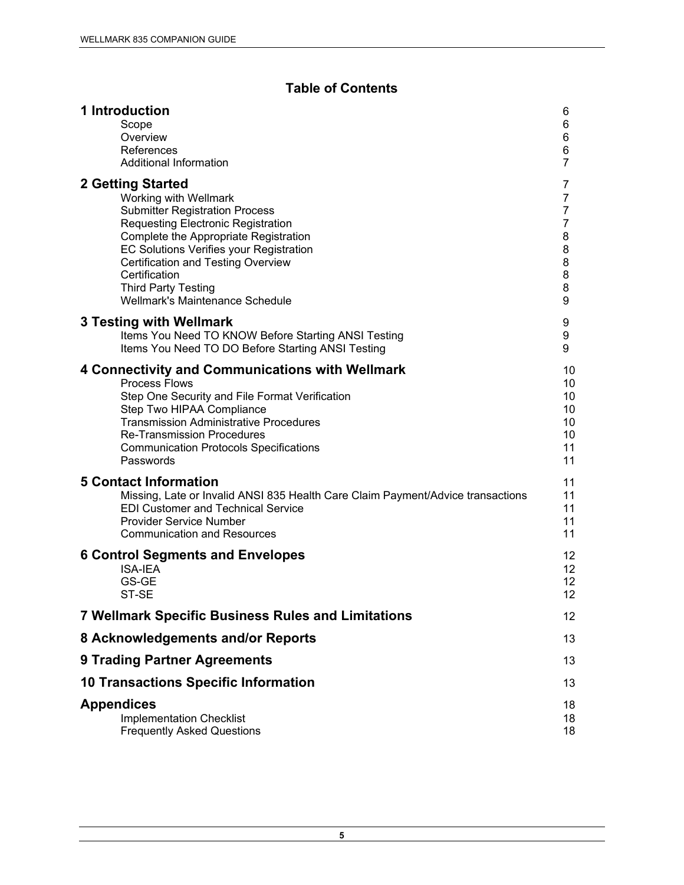## Table of Contents

| | |
|---|---|
| **1 Introduction** | 6 |
| Scope | 6 |
| Overview | 6 |
| References | 6 |
| Additional Information | 7 |
| **2 Getting Started** | 7 |
| Working with Wellmark | 7 |
| Submitter Registration Process | 7 |
| Requesting Electronic Registration | 7 |
| Complete the Appropriate Registration | 8 |
| EC Solutions Verifies your Registration | 8 |
| Certification and Testing Overview | 8 |
| Certification | 8 |
| Third Party Testing | 8 |
| Wellmark's Maintenance Schedule | 9 |
| **3 Testing with Wellmark** | 9 |
| Items You Need TO KNOW Before Starting ANSI Testing | 9 |
| Items You Need TO DO Before Starting ANSI Testing | 9 |
| **4 Connectivity and Communications with Wellmark** | 10 |
| Process Flows | 10 |
| Step One Security and File Format Verification | 10 |
| Step Two HIPAA Compliance | 10 |
| Transmission Administrative Procedures | 10 |
| Re-Transmission Procedures | 10 |
| Communication Protocols Specifications | 11 |
| Passwords | 11 |
| **5 Contact Information** | 11 |
| Missing, Late or Invalid ANSI 835 Health Care Claim Payment/Advice transactions | 11 |
| EDI Customer and Technical Service | 11 |
| Provider Service Number | 11 |
| Communication and Resources | 11 |
| **6 Control Segments and Envelopes** | 12 |
| ISA-IEA | 12 |
| GS-GE | 12 |
| ST-SE | 12 |
| **7 Wellmark Specific Business Rules and Limitations** | 12 |
| **8 Acknowledgements and/or Reports** | 13 |
| **9 Trading Partner Agreements** | 13 |
| **10 Transactions Specific Information** | 13 |
| **Appendices** | 18 |
| Implementation Checklist | 18 |
| Frequently Asked Questions | 18 |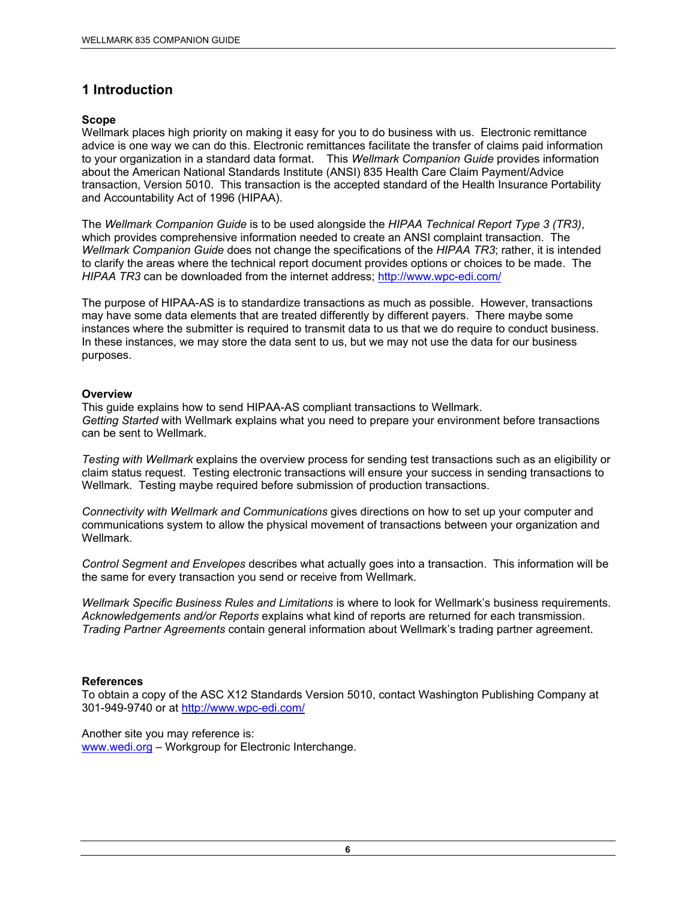# 1 Introduction

**Scope**
Wellmark places high priority on making it easy for you to do business with us. Electronic remittance advice is one way we can do this. Electronic remittances facilitate the transfer of claims paid information to your organization in a standard data format. This *Wellmark Companion Guide* provides information about the American National Standards Institute (ANSI) 835 Health Care Claim Payment/Advice transaction, Version 5010. This transaction is the accepted standard of the Health Insurance Portability and Accountability Act of 1996 (HIPAA).

The *Wellmark Companion Guide* is to be used alongside the *HIPAA Technical Report Type 3 (TR3)*, which provides comprehensive information needed to create an ANSI complaint transaction. The *Wellmark Companion Guide* does not change the specifications of the *HIPAA TR3*; rather, it is intended to clarify the areas where the technical report document provides options or choices to be made. The *HIPAA TR3* can be downloaded from the internet address; http://www.wpc-edi.com/

The purpose of HIPAA-AS is to standardize transactions as much as possible. However, transactions may have some data elements that are treated differently by different payers. There maybe some instances where the submitter is required to transmit data to us that we do require to conduct business. In these instances, we may store the data sent to us, but we may not use the data for our business purposes.

**Overview**
This guide explains how to send HIPAA-AS compliant transactions to Wellmark.
*Getting Started* with Wellmark explains what you need to prepare your environment before transactions can be sent to Wellmark.

*Testing with Wellmark* explains the overview process for sending test transactions such as an eligibility or claim status request. Testing electronic transactions will ensure your success in sending transactions to Wellmark. Testing maybe required before submission of production transactions.

*Connectivity with Wellmark and Communications* gives directions on how to set up your computer and communications system to allow the physical movement of transactions between your organization and Wellmark.

*Control Segment and Envelopes* describes what actually goes into a transaction. This information will be the same for every transaction you send or receive from Wellmark.

*Wellmark Specific Business Rules and Limitations* is where to look for Wellmark's business requirements.
*Acknowledgements and/or Reports* explains what kind of reports are returned for each transmission.
*Trading Partner Agreements* contain general information about Wellmark's trading partner agreement.

**References**
To obtain a copy of the ASC X12 Standards Version 5010, contact Washington Publishing Company at 301-949-9740 or at http://www.wpc-edi.com/

Another site you may reference is:
www.wedi.org – Workgroup for Electronic Interchange.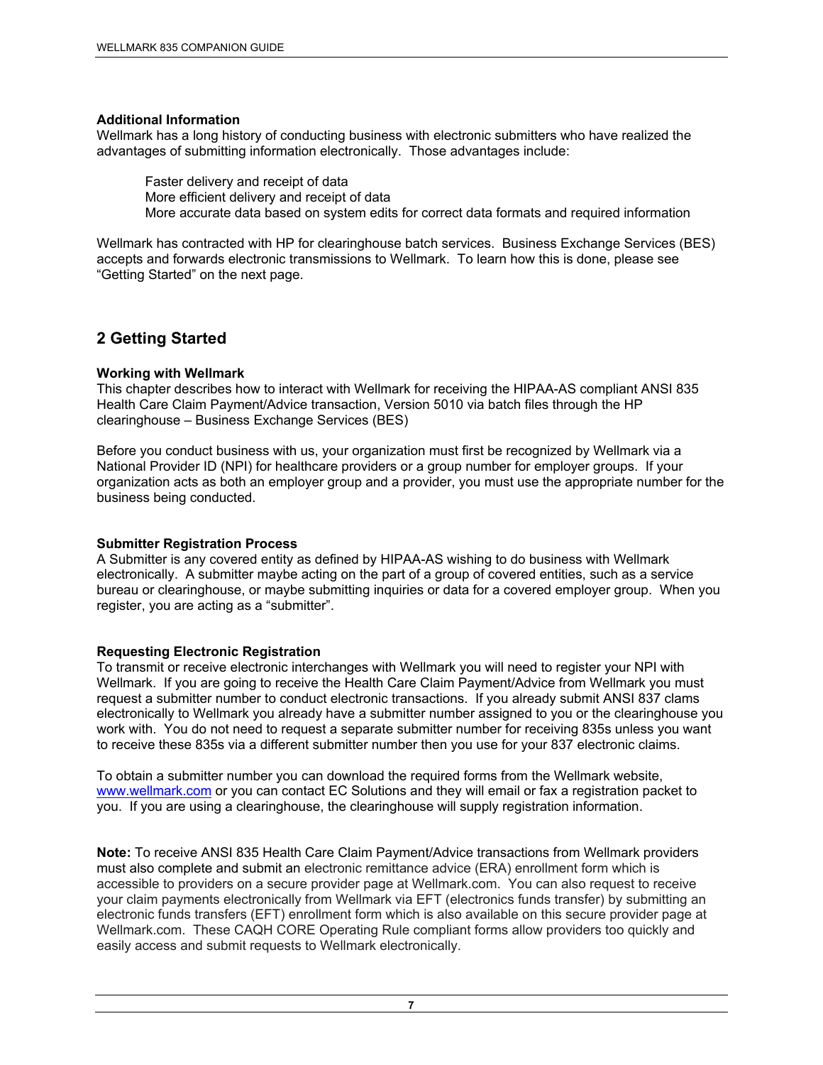**Additional Information**

Wellmark has a long history of conducting business with electronic submitters who have realized the advantages of submitting information electronically. Those advantages include:

- Faster delivery and receipt of data
- More efficient delivery and receipt of data
- More accurate data based on system edits for correct data formats and required information

Wellmark has contracted with HP for clearinghouse batch services. Business Exchange Services (BES) accepts and forwards electronic transmissions to Wellmark. To learn how this is done, please see “Getting Started” on the next page.

## 2 Getting Started

**Working with Wellmark**

This chapter describes how to interact with Wellmark for receiving the HIPAA-AS compliant ANSI 835 Health Care Claim Payment/Advice transaction, Version 5010 via batch files through the HP clearinghouse – Business Exchange Services (BES)

Before you conduct business with us, your organization must first be recognized by Wellmark via a National Provider ID (NPI) for healthcare providers or a group number for employer groups. If your organization acts as both an employer group and a provider, you must use the appropriate number for the business being conducted.

**Submitter Registration Process**

A Submitter is any covered entity as defined by HIPAA-AS wishing to do business with Wellmark electronically. A submitter maybe acting on the part of a group of covered entities, such as a service bureau or clearinghouse, or maybe submitting inquiries or data for a covered employer group. When you register, you are acting as a “submitter”.

**Requesting Electronic Registration**

To transmit or receive electronic interchanges with Wellmark you will need to register your NPI with Wellmark. If you are going to receive the Health Care Claim Payment/Advice from Wellmark you must request a submitter number to conduct electronic transactions. If you already submit ANSI 837 clams electronically to Wellmark you already have a submitter number assigned to you or the clearinghouse you work with. You do not need to request a separate submitter number for receiving 835s unless you want to receive these 835s via a different submitter number then you use for your 837 electronic claims.

To obtain a submitter number you can download the required forms from the Wellmark website, www.wellmark.com or you can contact EC Solutions and they will email or fax a registration packet to you. If you are using a clearinghouse, the clearinghouse will supply registration information.

**Note:** To receive ANSI 835 Health Care Claim Payment/Advice transactions from Wellmark providers must also complete and submit an electronic remittance advice (ERA) enrollment form which is accessible to providers on a secure provider page at Wellmark.com. You can also request to receive your claim payments electronically from Wellmark via EFT (electronics funds transfer) by submitting an electronic funds transfers (EFT) enrollment form which is also available on this secure provider page at Wellmark.com. These CAQH CORE Operating Rule compliant forms allow providers too quickly and easily access and submit requests to Wellmark electronically.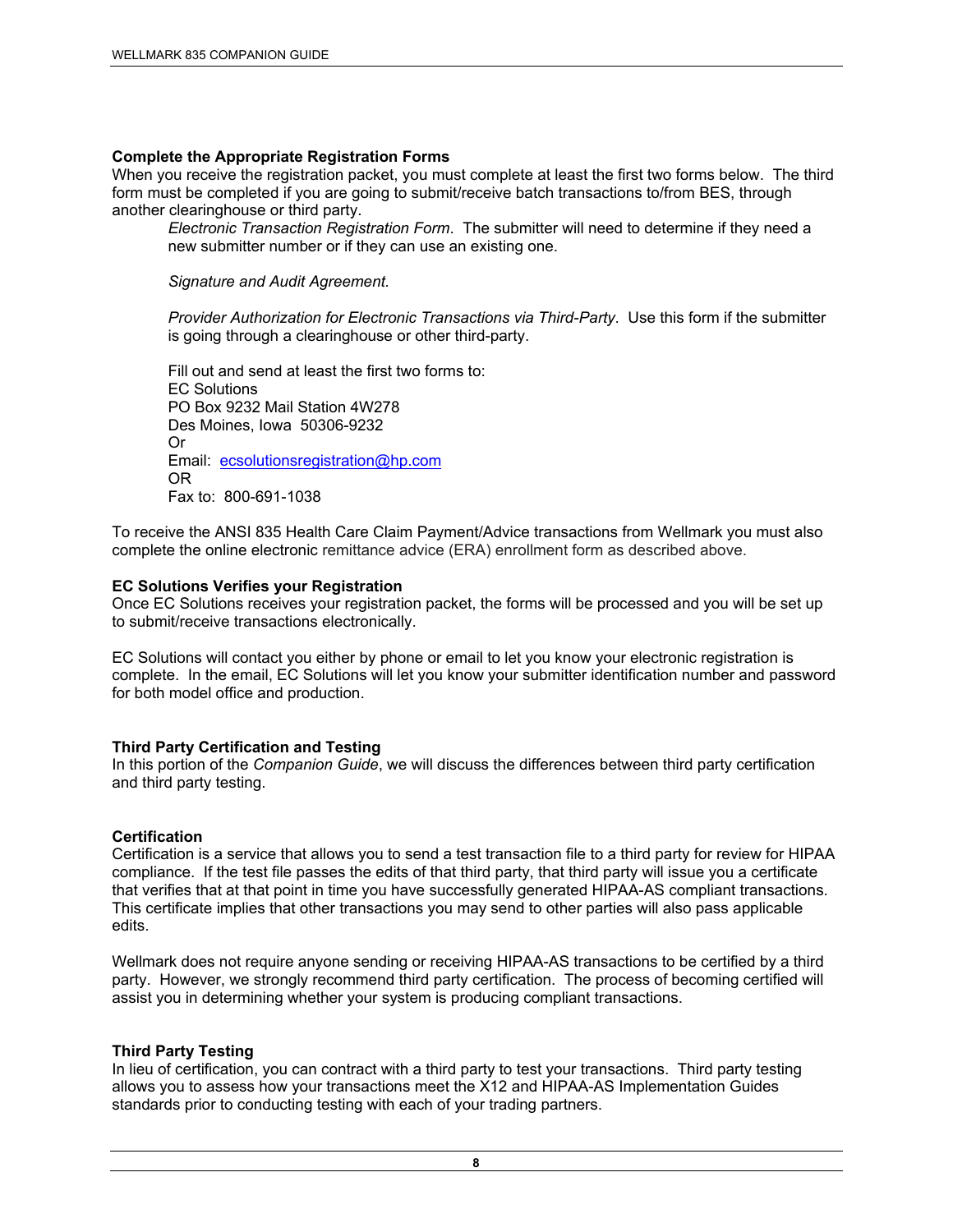### Complete the Appropriate Registration Forms

When you receive the registration packet, you must complete at least the first two forms below. The third form must be completed if you are going to submit/receive batch transactions to/from BES, through another clearinghouse or third party.

> *Electronic Transaction Registration Form*. The submitter will need to determine if they need a new submitter number or if they can use an existing one.
>
> *Signature and Audit Agreement.*
>
> *Provider Authorization for Electronic Transactions via Third-Party*. Use this form if the submitter is going through a clearinghouse or other third-party.
>
> Fill out and send at least the first two forms to:
> EC Solutions
> PO Box 9232 Mail Station 4W278
> Des Moines, Iowa 50306-9232
> Or
> Email: ecsolutionsregistration@hp.com
> OR
> Fax to: 800-691-1038

To receive the ANSI 835 Health Care Claim Payment/Advice transactions from Wellmark you must also complete the online electronic remittance advice (ERA) enrollment form as described above.

### EC Solutions Verifies your Registration

Once EC Solutions receives your registration packet, the forms will be processed and you will be set up to submit/receive transactions electronically.

EC Solutions will contact you either by phone or email to let you know your electronic registration is complete. In the email, EC Solutions will let you know your submitter identification number and password for both model office and production.

### Third Party Certification and Testing

In this portion of the *Companion Guide*, we will discuss the differences between third party certification and third party testing.

### Certification

Certification is a service that allows you to send a test transaction file to a third party for review for HIPAA compliance. If the test file passes the edits of that third party, that third party will issue you a certificate that verifies that at that point in time you have successfully generated HIPAA-AS compliant transactions. This certificate implies that other transactions you may send to other parties will also pass applicable edits.

Wellmark does not require anyone sending or receiving HIPAA-AS transactions to be certified by a third party. However, we strongly recommend third party certification. The process of becoming certified will assist you in determining whether your system is producing compliant transactions.

### Third Party Testing

In lieu of certification, you can contract with a third party to test your transactions. Third party testing allows you to assess how your transactions meet the X12 and HIPAA-AS Implementation Guides standards prior to conducting testing with each of your trading partners.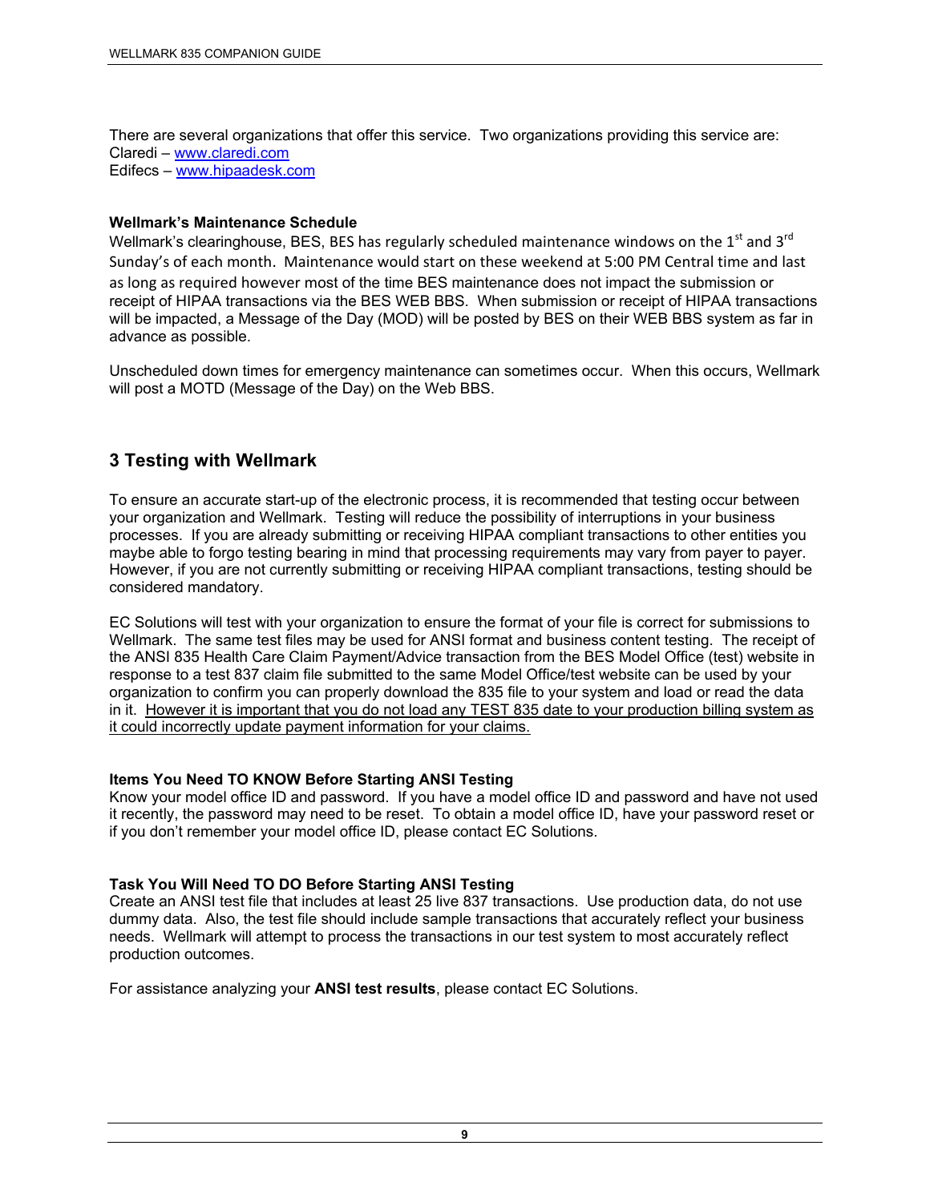There are several organizations that offer this service. Two organizations providing this service are:
Claredi – [www.claredi.com](http://www.claredi.com)
Edifecs – [www.hipaadesk.com](http://www.hipaadesk.com)

**Wellmark's Maintenance Schedule**
Wellmark's clearinghouse, BES, BES has regularly scheduled maintenance windows on the 1st and 3rd Sunday's of each month. Maintenance would start on these weekend at 5:00 PM Central time and last as long as required however most of the time BES maintenance does not impact the submission or receipt of HIPAA transactions via the BES WEB BBS. When submission or receipt of HIPAA transactions will be impacted, a Message of the Day (MOD) will be posted by BES on their WEB BBS system as far in advance as possible.

Unscheduled down times for emergency maintenance can sometimes occur. When this occurs, Wellmark will post a MOTD (Message of the Day) on the Web BBS.

## 3 Testing with Wellmark

To ensure an accurate start-up of the electronic process, it is recommended that testing occur between your organization and Wellmark. Testing will reduce the possibility of interruptions in your business processes. If you are already submitting or receiving HIPAA compliant transactions to other entities you maybe able to forgo testing bearing in mind that processing requirements may vary from payer to payer. However, if you are not currently submitting or receiving HIPAA compliant transactions, testing should be considered mandatory.

EC Solutions will test with your organization to ensure the format of your file is correct for submissions to Wellmark. The same test files may be used for ANSI format and business content testing. The receipt of the ANSI 835 Health Care Claim Payment/Advice transaction from the BES Model Office (test) website in response to a test 837 claim file submitted to the same Model Office/test website can be used by your organization to confirm you can properly download the 835 file to your system and load or read the data in it. <u>However it is important that you do not load any TEST 835 date to your production billing system as it could incorrectly update payment information for your claims.</u>

**Items You Need TO KNOW Before Starting ANSI Testing**
Know your model office ID and password. If you have a model office ID and password and have not used it recently, the password may need to be reset. To obtain a model office ID, have your password reset or if you don't remember your model office ID, please contact EC Solutions.

**Task You Will Need TO DO Before Starting ANSI Testing**
Create an ANSI test file that includes at least 25 live 837 transactions. Use production data, do not use dummy data. Also, the test file should include sample transactions that accurately reflect your business needs. Wellmark will attempt to process the transactions in our test system to most accurately reflect production outcomes.

For assistance analyzing your **ANSI test results**, please contact EC Solutions.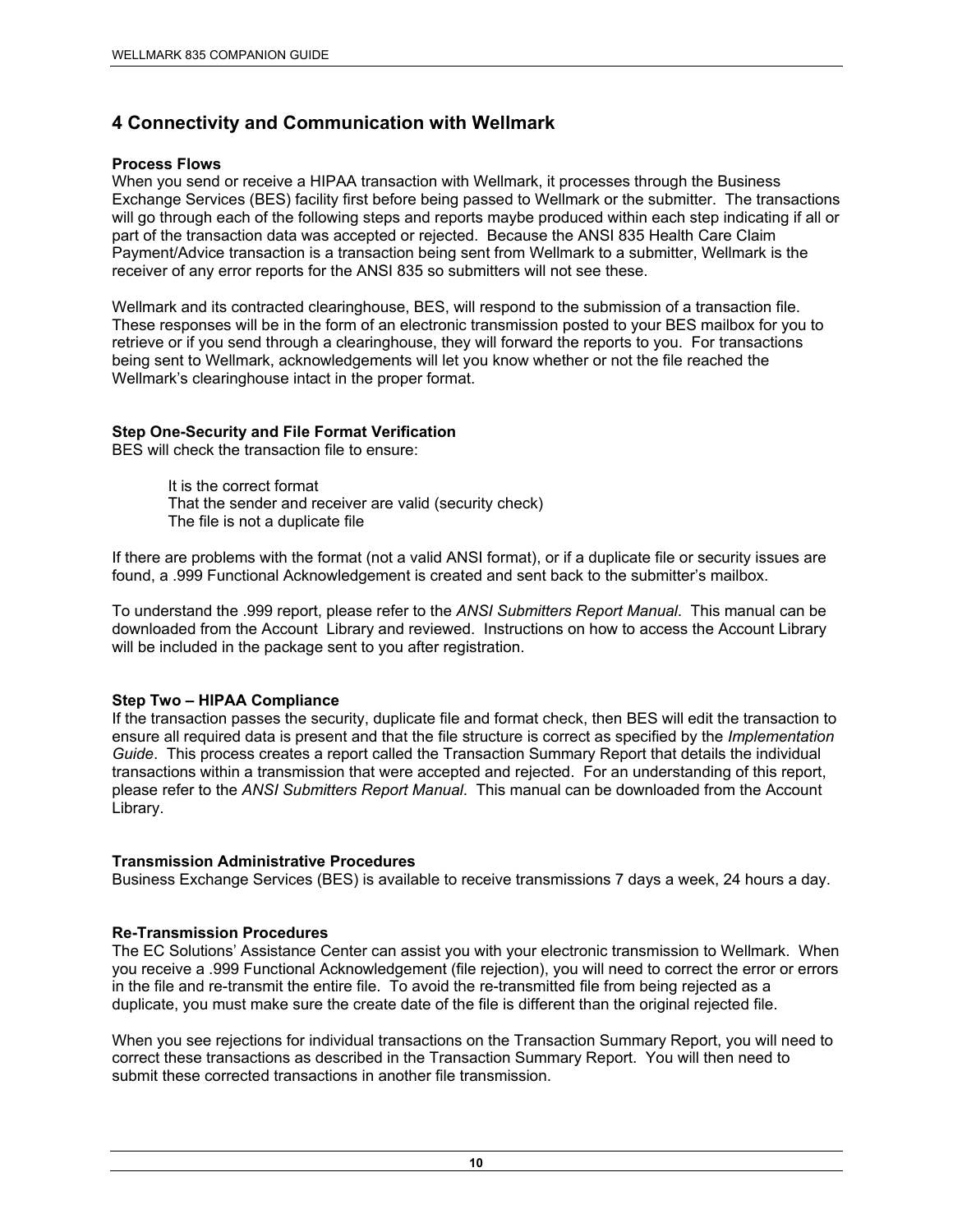# 4 Connectivity and Communication with Wellmark

**Process Flows**
When you send or receive a HIPAA transaction with Wellmark, it processes through the Business Exchange Services (BES) facility first before being passed to Wellmark or the submitter. The transactions will go through each of the following steps and reports maybe produced within each step indicating if all or part of the transaction data was accepted or rejected. Because the ANSI 835 Health Care Claim Payment/Advice transaction is a transaction being sent from Wellmark to a submitter, Wellmark is the receiver of any error reports for the ANSI 835 so submitters will not see these.

Wellmark and its contracted clearinghouse, BES, will respond to the submission of a transaction file. These responses will be in the form of an electronic transmission posted to your BES mailbox for you to retrieve or if you send through a clearinghouse, they will forward the reports to you. For transactions being sent to Wellmark, acknowledgements will let you know whether or not the file reached the Wellmark's clearinghouse intact in the proper format.

**Step One-Security and File Format Verification**
BES will check the transaction file to ensure:

It is the correct format
That the sender and receiver are valid (security check)
The file is not a duplicate file

If there are problems with the format (not a valid ANSI format), or if a duplicate file or security issues are found, a .999 Functional Acknowledgement is created and sent back to the submitter's mailbox.

To understand the .999 report, please refer to the *ANSI Submitters Report Manual*. This manual can be downloaded from the Account Library and reviewed. Instructions on how to access the Account Library will be included in the package sent to you after registration.

**Step Two – HIPAA Compliance**
If the transaction passes the security, duplicate file and format check, then BES will edit the transaction to ensure all required data is present and that the file structure is correct as specified by the *Implementation Guide*. This process creates a report called the Transaction Summary Report that details the individual transactions within a transmission that were accepted and rejected. For an understanding of this report, please refer to the *ANSI Submitters Report Manual*. This manual can be downloaded from the Account Library.

**Transmission Administrative Procedures**
Business Exchange Services (BES) is available to receive transmissions 7 days a week, 24 hours a day.

**Re-Transmission Procedures**
The EC Solutions' Assistance Center can assist you with your electronic transmission to Wellmark. When you receive a .999 Functional Acknowledgement (file rejection), you will need to correct the error or errors in the file and re-transmit the entire file. To avoid the re-transmitted file from being rejected as a duplicate, you must make sure the create date of the file is different than the original rejected file.

When you see rejections for individual transactions on the Transaction Summary Report, you will need to correct these transactions as described in the Transaction Summary Report. You will then need to submit these corrected transactions in another file transmission.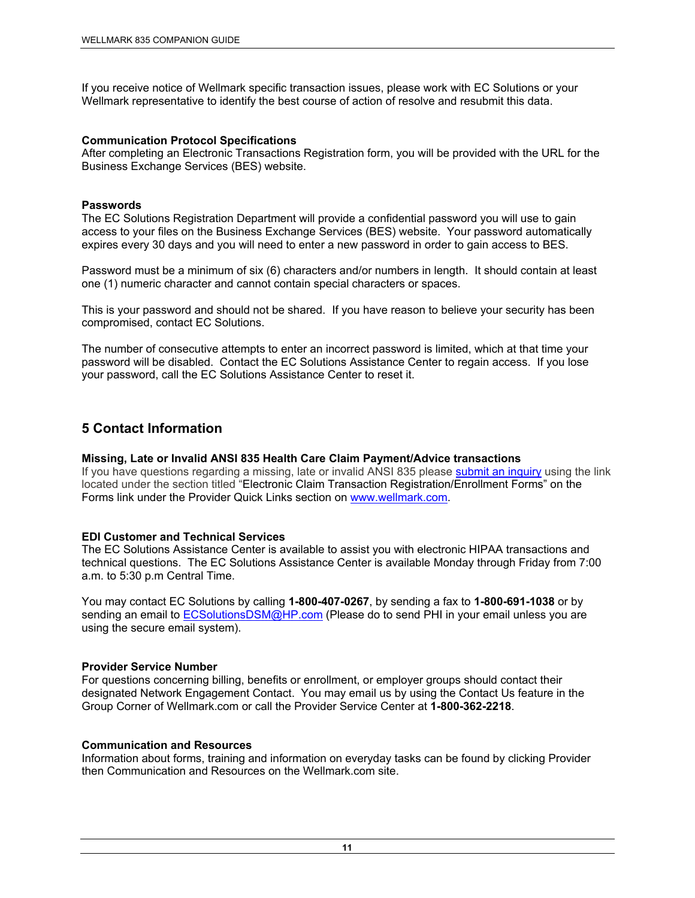If you receive notice of Wellmark specific transaction issues, please work with EC Solutions or your Wellmark representative to identify the best course of action of resolve and resubmit this data.

**Communication Protocol Specifications**
After completing an Electronic Transactions Registration form, you will be provided with the URL for the Business Exchange Services (BES) website.

**Passwords**
The EC Solutions Registration Department will provide a confidential password you will use to gain access to your files on the Business Exchange Services (BES) website. Your password automatically expires every 30 days and you will need to enter a new password in order to gain access to BES.

Password must be a minimum of six (6) characters and/or numbers in length. It should contain at least one (1) numeric character and cannot contain special characters or spaces.

This is your password and should not be shared. If you have reason to believe your security has been compromised, contact EC Solutions.

The number of consecutive attempts to enter an incorrect password is limited, which at that time your password will be disabled. Contact the EC Solutions Assistance Center to regain access. If you lose your password, call the EC Solutions Assistance Center to reset it.

## 5 Contact Information

**Missing, Late or Invalid ANSI 835 Health Care Claim Payment/Advice transactions**
If you have questions regarding a missing, late or invalid ANSI 835 please submit an inquiry using the link located under the section titled "Electronic Claim Transaction Registration/Enrollment Forms" on the Forms link under the Provider Quick Links section on www.wellmark.com.

**EDI Customer and Technical Services**
The EC Solutions Assistance Center is available to assist you with electronic HIPAA transactions and technical questions. The EC Solutions Assistance Center is available Monday through Friday from 7:00 a.m. to 5:30 p.m Central Time.

You may contact EC Solutions by calling **1-800-407-0267**, by sending a fax to **1-800-691-1038** or by sending an email to ECSolutionsDSM@HP.com (Please do to send PHI in your email unless you are using the secure email system).

**Provider Service Number**
For questions concerning billing, benefits or enrollment, or employer groups should contact their designated Network Engagement Contact. You may email us by using the Contact Us feature in the Group Corner of Wellmark.com or call the Provider Service Center at **1-800-362-2218**.

**Communication and Resources**
Information about forms, training and information on everyday tasks can be found by clicking Provider then Communication and Resources on the Wellmark.com site.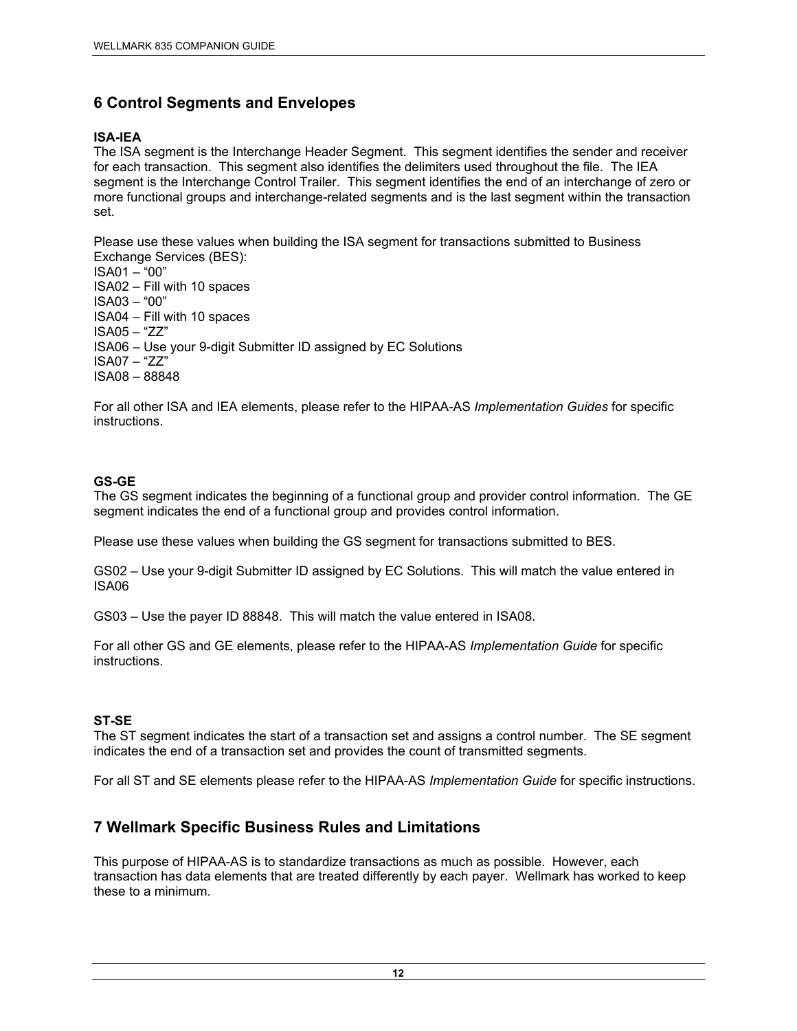## 6 Control Segments and Envelopes

**ISA-IEA**
The ISA segment is the Interchange Header Segment. This segment identifies the sender and receiver for each transaction. This segment also identifies the delimiters used throughout the file. The IEA segment is the Interchange Control Trailer. This segment identifies the end of an interchange of zero or more functional groups and interchange-related segments and is the last segment within the transaction set.

Please use these values when building the ISA segment for transactions submitted to Business Exchange Services (BES):
ISA01 – "00"
ISA02 – Fill with 10 spaces
ISA03 – "00"
ISA04 – Fill with 10 spaces
ISA05 – "ZZ"
ISA06 – Use your 9-digit Submitter ID assigned by EC Solutions
ISA07 – "ZZ"
ISA08 – 88848

For all other ISA and IEA elements, please refer to the HIPAA-AS *Implementation Guides* for specific instructions.

**GS-GE**
The GS segment indicates the beginning of a functional group and provider control information. The GE segment indicates the end of a functional group and provides control information.

Please use these values when building the GS segment for transactions submitted to BES.

GS02 – Use your 9-digit Submitter ID assigned by EC Solutions. This will match the value entered in ISA06

GS03 – Use the payer ID 88848. This will match the value entered in ISA08.

For all other GS and GE elements, please refer to the HIPAA-AS *Implementation Guide* for specific instructions.

**ST-SE**
The ST segment indicates the start of a transaction set and assigns a control number. The SE segment indicates the end of a transaction set and provides the count of transmitted segments.

For all ST and SE elements please refer to the HIPAA-AS *Implementation Guide* for specific instructions.

## 7 Wellmark Specific Business Rules and Limitations

This purpose of HIPAA-AS is to standardize transactions as much as possible. However, each transaction has data elements that are treated differently by each payer. Wellmark has worked to keep these to a minimum.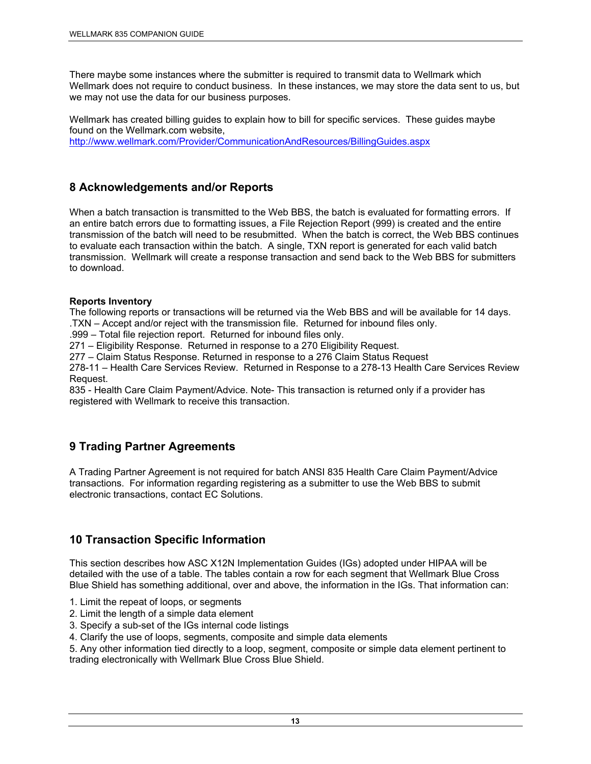There maybe some instances where the submitter is required to transmit data to Wellmark which Wellmark does not require to conduct business. In these instances, we may store the data sent to us, but we may not use the data for our business purposes.

Wellmark has created billing guides to explain how to bill for specific services. These guides maybe found on the Wellmark.com website, http://www.wellmark.com/Provider/CommunicationAndResources/BillingGuides.aspx

## 8 Acknowledgements and/or Reports

When a batch transaction is transmitted to the Web BBS, the batch is evaluated for formatting errors. If an entire batch errors due to formatting issues, a File Rejection Report (999) is created and the entire transmission of the batch will need to be resubmitted. When the batch is correct, the Web BBS continues to evaluate each transaction within the batch. A single, TXN report is generated for each valid batch transmission. Wellmark will create a response transaction and send back to the Web BBS for submitters to download.

**Reports Inventory**

The following reports or transactions will be returned via the Web BBS and will be available for 14 days.
.TXN – Accept and/or reject with the transmission file. Returned for inbound files only.
.999 – Total file rejection report. Returned for inbound files only.
271 – Eligibility Response. Returned in response to a 270 Eligibility Request.
277 – Claim Status Response. Returned in response to a 276 Claim Status Request
278-11 – Health Care Services Review. Returned in Response to a 278-13 Health Care Services Review Request.
835 - Health Care Claim Payment/Advice. Note- This transaction is returned only if a provider has registered with Wellmark to receive this transaction.

## 9 Trading Partner Agreements

A Trading Partner Agreement is not required for batch ANSI 835 Health Care Claim Payment/Advice transactions. For information regarding registering as a submitter to use the Web BBS to submit electronic transactions, contact EC Solutions.

## 10 Transaction Specific Information

This section describes how ASC X12N Implementation Guides (IGs) adopted under HIPAA will be detailed with the use of a table. The tables contain a row for each segment that Wellmark Blue Cross Blue Shield has something additional, over and above, the information in the IGs. That information can:

1. Limit the repeat of loops, or segments
2. Limit the length of a simple data element
3. Specify a sub-set of the IGs internal code listings
4. Clarify the use of loops, segments, composite and simple data elements
5. Any other information tied directly to a loop, segment, composite or simple data element pertinent to trading electronically with Wellmark Blue Cross Blue Shield.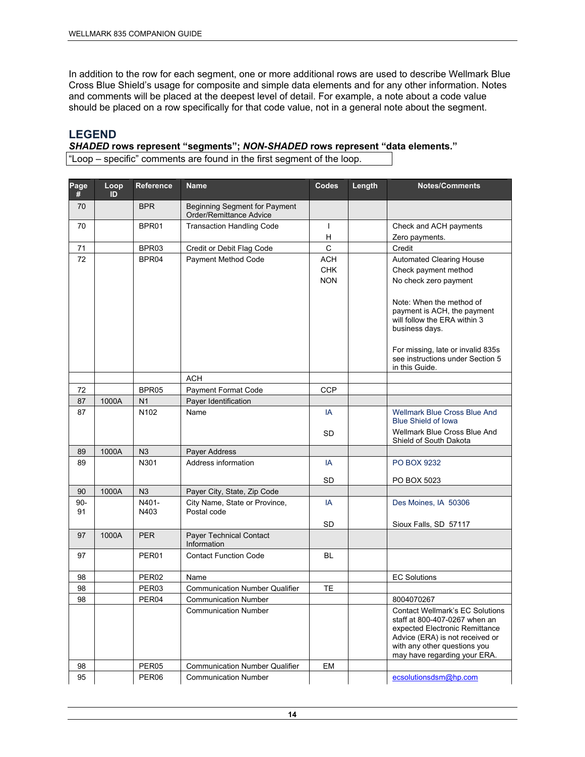In addition to the row for each segment, one or more additional rows are used to describe Wellmark Blue Cross Blue Shield's usage for composite and simple data elements and for any other information. Notes and comments will be placed at the deepest level of detail. For example, a note about a code value should be placed on a row specifically for that code value, not in a general note about the segment.

## LEGEND

***SHADED* rows represent "segments"; *NON-SHADED* rows represent "data elements."**

"Loop – specific" comments are found in the first segment of the loop.

| Page # | Loop ID | Reference | Name | Codes | Length | Notes/Comments |
|---|---|---|---|---|---|---|
| 70 | | BPR | Beginning Segment for Payment Order/Remittance Advice | | | |
| 70 | | BPR01 | Transaction Handling Code | I<br>H | | Check and ACH payments<br>Zero payments. |
| 71 | | BPR03 | Credit or Debit Flag Code | C | | Credit |
| 72 | | BPR04 | Payment Method Code | ACH<br>CHK<br>NON | | Automated Clearing House<br>Check payment method<br>No check zero payment<br><br>Note: When the method of payment is ACH, the payment will follow the ERA within 3 business days.<br><br>For missing, late or invalid 835s see instructions under Section 5 in this Guide. |
| | | | ACH | | | |
| 72 | | BPR05 | Payment Format Code | CCP | | |
| 87 | 1000A | N1 | Payer Identification | | | |
| 87 | | N102 | Name | IA<br><br>SD | | Wellmark Blue Cross Blue And Blue Shield of Iowa<br>Wellmark Blue Cross Blue And Shield of South Dakota |
| 89 | 1000A | N3 | Payer Address | | | |
| 89 | | N301 | Address information | IA<br><br>SD | | PO BOX 9232<br><br>PO BOX 5023 |
| 90 | 1000A | N3 | Payer City, State, Zip Code | | | |
| 90-91 | | N401-N403 | City Name, State or Province, Postal code | IA<br><br>SD | | Des Moines, IA 50306<br><br>Sioux Falls, SD 57117 |
| 97 | 1000A | PER | Payer Technical Contact Information | | | |
| 97 | | PER01 | Contact Function Code | BL | | |
| 98 | | PER02 | Name | | | EC Solutions |
| 98 | | PER03 | Communication Number Qualifier | TE | | |
| 98 | | PER04 | Communication Number | | | 8004070267 |
| | | | Communication Number | | | Contact Wellmark's EC Solutions staff at 800-407-0267 when an expected Electronic Remittance Advice (ERA) is not received or with any other questions you may have regarding your ERA. |
| 98 | | PER05 | Communication Number Qualifier | EM | | |
| 95 | | PER06 | Communication Number | | | ecsolutionsdsm@hp.com |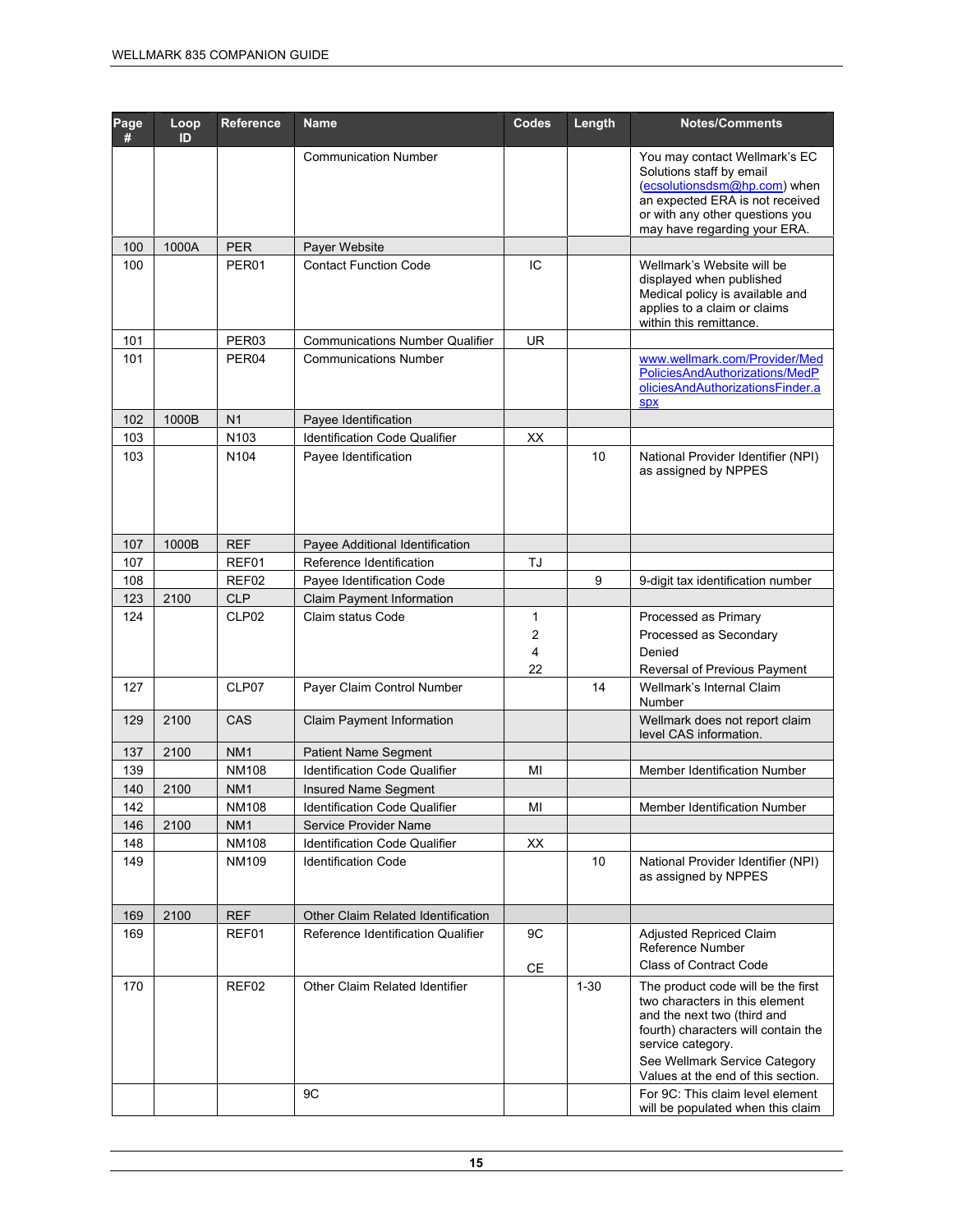| Page # | Loop ID | Reference | Name | Codes | Length | Notes/Comments |
|---|---|---|---|---|---|---|
| | | | Communication Number | | | You may contact Wellmark's EC Solutions staff by email (ecsolutionsdsm@hp.com) when an expected ERA is not received or with any other questions you may have regarding your ERA. |
| 100 | 1000A | PER | Payer Website | | | |
| 100 | | PER01 | Contact Function Code | IC | | Wellmark's Website will be displayed when published Medical policy is available and applies to a claim or claims within this remittance. |
| 101 | | PER03 | Communications Number Qualifier | UR | | |
| 101 | | PER04 | Communications Number | | | www.wellmark.com/Provider/MedPoliciesAndAuthorizations/MedPoliciesAndAuthorizationsFinder.aspx |
| 102 | 1000B | N1 | Payee Identification | | | |
| 103 | | N103 | Identification Code Qualifier | XX | | |
| 103 | | N104 | Payee Identification | | 10 | National Provider Identifier (NPI) as assigned by NPPES |
| 107 | 1000B | REF | Payee Additional Identification | | | |
| 107 | | REF01 | Reference Identification | TJ | | |
| 108 | | REF02 | Payee Identification Code | | 9 | 9-digit tax identification number |
| 123 | 2100 | CLP | Claim Payment Information | | | |
| 124 | | CLP02 | Claim status Code | 1<br>2<br>4<br>22 | | Processed as Primary<br>Processed as Secondary<br>Denied<br>Reversal of Previous Payment |
| 127 | | CLP07 | Payer Claim Control Number | | 14 | Wellmark's Internal Claim Number |
| 129 | 2100 | CAS | Claim Payment Information | | | Wellmark does not report claim level CAS information. |
| 137 | 2100 | NM1 | Patient Name Segment | | | |
| 139 | | NM108 | Identification Code Qualifier | MI | | Member Identification Number |
| 140 | 2100 | NM1 | Insured Name Segment | | | |
| 142 | | NM108 | Identification Code Qualifier | MI | | Member Identification Number |
| 146 | 2100 | NM1 | Service Provider Name | | | |
| 148 | | NM108 | Identification Code Qualifier | XX | | |
| 149 | | NM109 | Identification Code | | 10 | National Provider Identifier (NPI) as assigned by NPPES |
| 169 | 2100 | REF | Other Claim Related Identification | | | |
| 169 | | REF01 | Reference Identification Qualifier | 9C<br>CE | | Adjusted Repriced Claim Reference Number<br>Class of Contract Code |
| 170 | | REF02 | Other Claim Related Identifier | | 1-30 | The product code will be the first two characters in this element and the next two (third and fourth) characters will contain the service category.<br>See Wellmark Service Category Values at the end of this section. |
| | | | 9C | | | For 9C: This claim level element will be populated when this claim |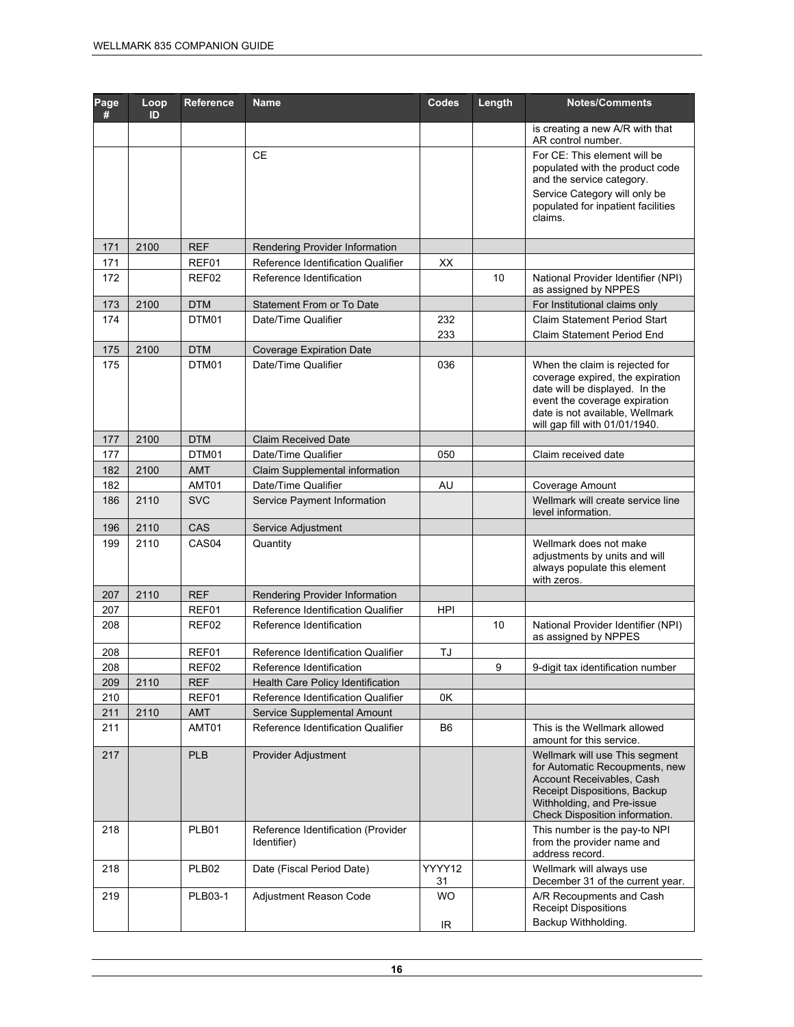| Page # | Loop ID | Reference | Name | Codes | Length | Notes/Comments |
|---|---|---|---|---|---|---|
| | | | | | | is creating a new A/R with that AR control number. |
| | | | CE | | | For CE: This element will be populated with the product code and the service category.<br>Service Category will only be populated for inpatient facilities claims. |
| 171 | 2100 | REF | Rendering Provider Information | | | |
| 171 | | REF01 | Reference Identification Qualifier | XX | | |
| 172 | | REF02 | Reference Identification | | 10 | National Provider Identifier (NPI) as assigned by NPPES |
| 173 | 2100 | DTM | Statement From or To Date | | | For Institutional claims only |
| 174 | | DTM01 | Date/Time Qualifier | 232<br>233 | | Claim Statement Period Start<br>Claim Statement Period End |
| 175 | 2100 | DTM | Coverage Expiration Date | | | |
| 175 | | DTM01 | Date/Time Qualifier | 036 | | When the claim is rejected for coverage expired, the expiration date will be displayed. In the event the coverage expiration date is not available, Wellmark will gap fill with 01/01/1940. |
| 177 | 2100 | DTM | Claim Received Date | | | |
| 177 | | DTM01 | Date/Time Qualifier | 050 | | Claim received date |
| 182 | 2100 | AMT | Claim Supplemental information | | | |
| 182 | | AMT01 | Date/Time Qualifier | AU | | Coverage Amount |
| 186 | 2110 | SVC | Service Payment Information | | | Wellmark will create service line level information. |
| 196 | 2110 | CAS | Service Adjustment | | | |
| 199 | 2110 | CAS04 | Quantity | | | Wellmark does not make adjustments by units and will always populate this element with zeros. |
| 207 | 2110 | REF | Rendering Provider Information | | | |
| 207 | | REF01 | Reference Identification Qualifier | HPI | | |
| 208 | | REF02 | Reference Identification | | 10 | National Provider Identifier (NPI) as assigned by NPPES |
| 208 | | REF01 | Reference Identification Qualifier | TJ | | |
| 208 | | REF02 | Reference Identification | | 9 | 9-digit tax identification number |
| 209 | 2110 | REF | Health Care Policy Identification | | | |
| 210 | | REF01 | Reference Identification Qualifier | 0K | | |
| 211 | 2110 | AMT | Service Supplemental Amount | | | |
| 211 | | AMT01 | Reference Identification Qualifier | B6 | | This is the Wellmark allowed amount for this service. |
| 217 | | PLB | Provider Adjustment | | | Wellmark will use This segment for Automatic Recoupments, new Account Receivables, Cash Receipt Dispositions, Backup Withholding, and Pre-issue Check Disposition information. |
| 218 | | PLB01 | Reference Identification (Provider Identifier) | | | This number is the pay-to NPI from the provider name and address record. |
| 218 | | PLB02 | Date (Fiscal Period Date) | YYYY1231 | | Wellmark will always use December 31 of the current year. |
| 219 | | PLB03-1 | Adjustment Reason Code | WO<br>IR | | A/R Recoupments and Cash Receipt Dispositions<br>Backup Withholding. |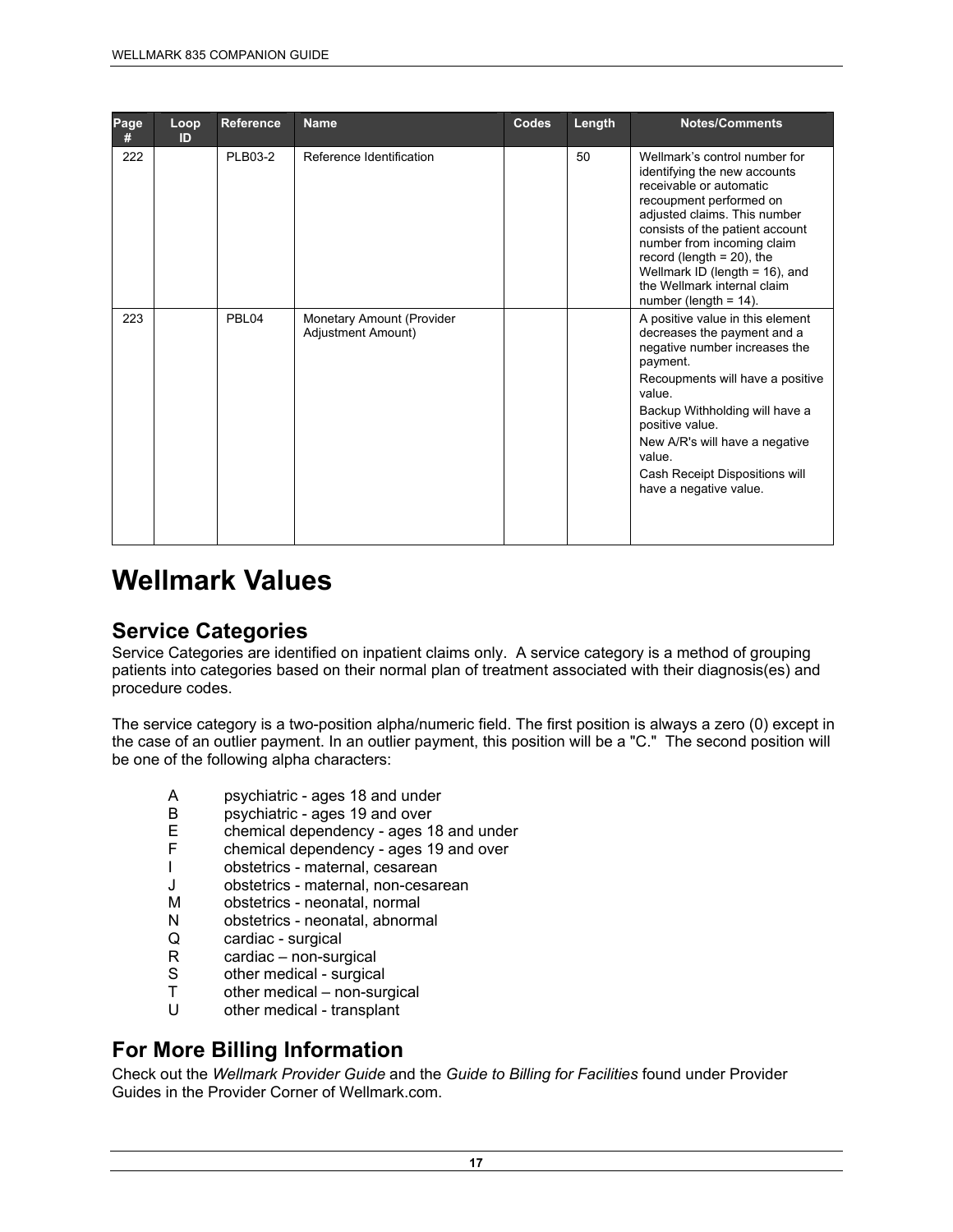| Page # | Loop ID | Reference | Name | Codes | Length | Notes/Comments |
|---|---|---|---|---|---|---|
| 222 | | PLB03-2 | Reference Identification | | 50 | Wellmark's control number for identifying the new accounts receivable or automatic recoupment performed on adjusted claims. This number consists of the patient account number from incoming claim record (length = 20), the Wellmark ID (length = 16), and the Wellmark internal claim number (length = 14). |
| 223 | | PBL04 | Monetary Amount (Provider Adjustment Amount) | | | A positive value in this element decreases the payment and a negative number increases the payment. Recoupments will have a positive value. Backup Withholding will have a positive value. New A/R's will have a negative value. Cash Receipt Dispositions will have a negative value. |

# Wellmark Values

## Service Categories

Service Categories are identified on inpatient claims only. A service category is a method of grouping patients into categories based on their normal plan of treatment associated with their diagnosis(es) and procedure codes.

The service category is a two-position alpha/numeric field. The first position is always a zero (0) except in the case of an outlier payment. In an outlier payment, this position will be a "C." The second position will be one of the following alpha characters:

- A psychiatric - ages 18 and under
- B psychiatric - ages 19 and over
- E chemical dependency - ages 18 and under
- F chemical dependency - ages 19 and over
- I obstetrics - maternal, cesarean
- J obstetrics - maternal, non-cesarean
- M obstetrics - neonatal, normal
- N obstetrics - neonatal, abnormal
- Q cardiac - surgical
- R cardiac – non-surgical
- S other medical - surgical
- T other medical – non-surgical
- U other medical - transplant

## For More Billing Information

Check out the *Wellmark Provider Guide* and the *Guide to Billing for Facilities* found under Provider Guides in the Provider Corner of Wellmark.com.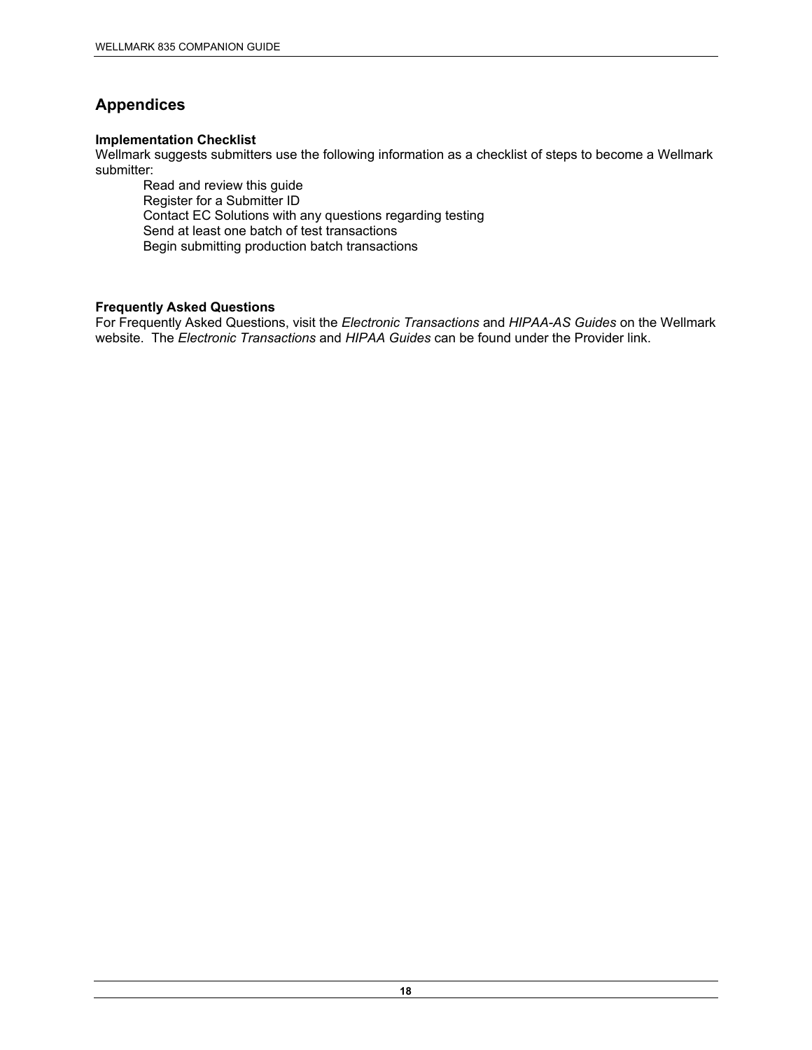## Appendices

**Implementation Checklist**

Wellmark suggests submitters use the following information as a checklist of steps to become a Wellmark submitter:

- Read and review this guide
- Register for a Submitter ID
- Contact EC Solutions with any questions regarding testing
- Send at least one batch of test transactions
- Begin submitting production batch transactions

**Frequently Asked Questions**

For Frequently Asked Questions, visit the *Electronic Transactions* and *HIPAA-AS Guides* on the Wellmark website. The *Electronic Transactions* and *HIPAA Guides* can be found under the Provider link.